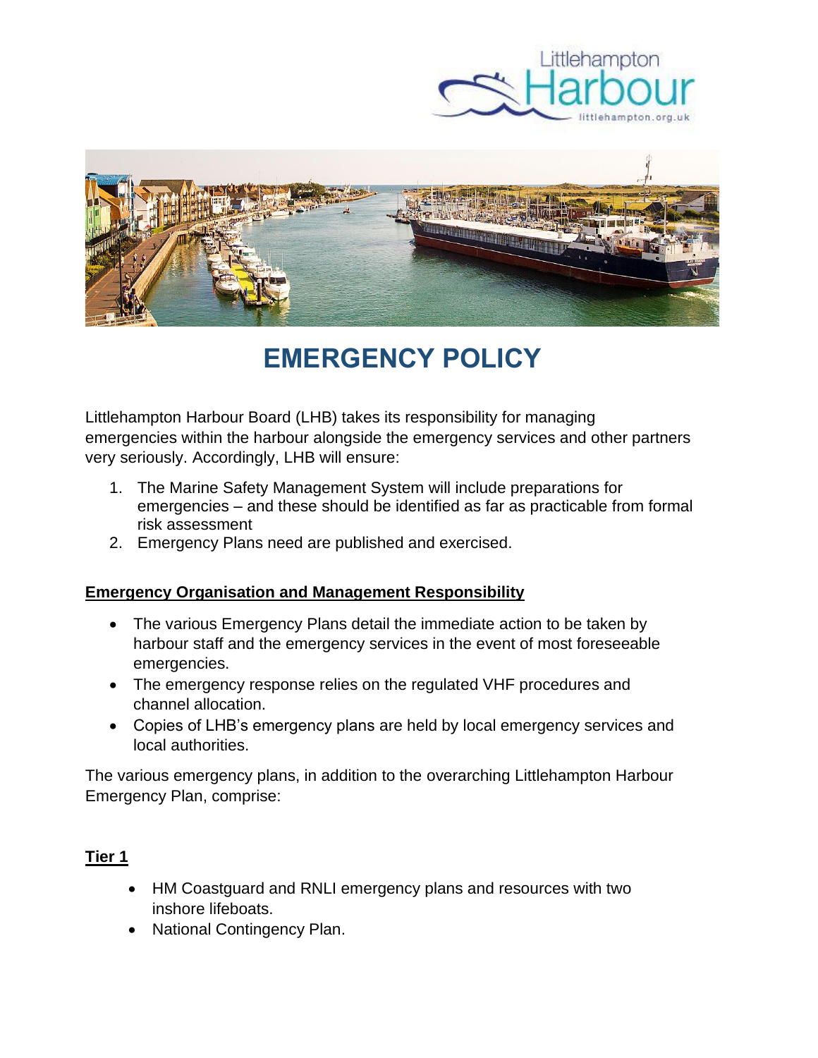# EMERGENCY POLICY

Littlehampton Harbour Board (LHB) takes its responsibility for managing emergencies within the harbour alongside the emergency services and other partners very seriously. Accordingly, LHB will ensure:

1. The Marine Safety Management System will include preparations for emergencies – and these should be identified as far as practicable from formal risk assessment
2. Emergency Plans need are published and exercised.

## Emergency Organisation and Management Responsibility

- The various Emergency Plans detail the immediate action to be taken by harbour staff and the emergency services in the event of most foreseeable emergencies.
- The emergency response relies on the regulated VHF procedures and channel allocation.
- Copies of LHB's emergency plans are held by local emergency services and local authorities.

The various emergency plans, in addition to the overarching Littlehampton Harbour Emergency Plan, comprise:

### Tier 1

- HM Coastguard and RNLI emergency plans and resources with two inshore lifeboats.
- National Contingency Plan.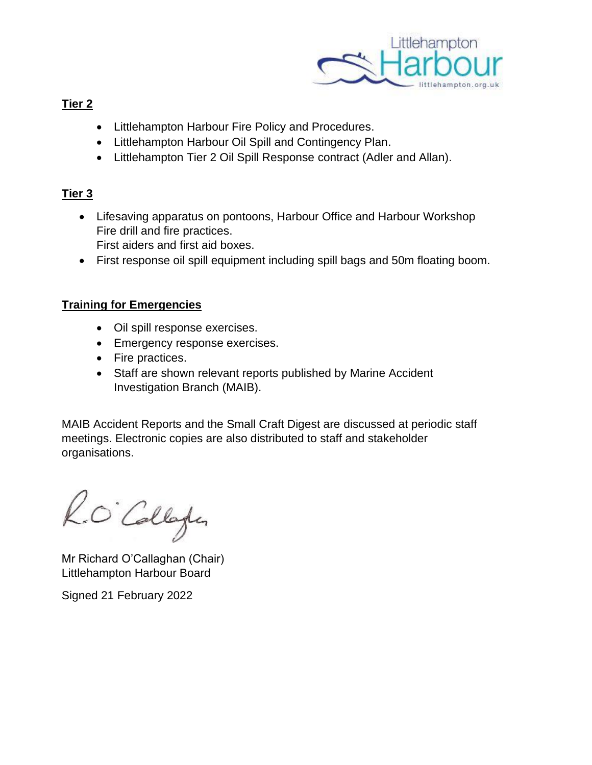## Tier 2

- Littlehampton Harbour Fire Policy and Procedures.
- Littlehampton Harbour Oil Spill and Contingency Plan.
- Littlehampton Tier 2 Oil Spill Response contract (Adler and Allan).

## Tier 3

- Lifesaving apparatus on pontoons, Harbour Office and Harbour Workshop
  Fire drill and fire practices.
  First aiders and first aid boxes.
- First response oil spill equipment including spill bags and 50m floating boom.

## Training for Emergencies

- Oil spill response exercises.
- Emergency response exercises.
- Fire practices.
- Staff are shown relevant reports published by Marine Accident Investigation Branch (MAIB).

MAIB Accident Reports and the Small Craft Digest are discussed at periodic staff meetings. Electronic copies are also distributed to staff and stakeholder organisations.

Mr Richard O'Callaghan (Chair)
Littlehampton Harbour Board

Signed 21 February 2022